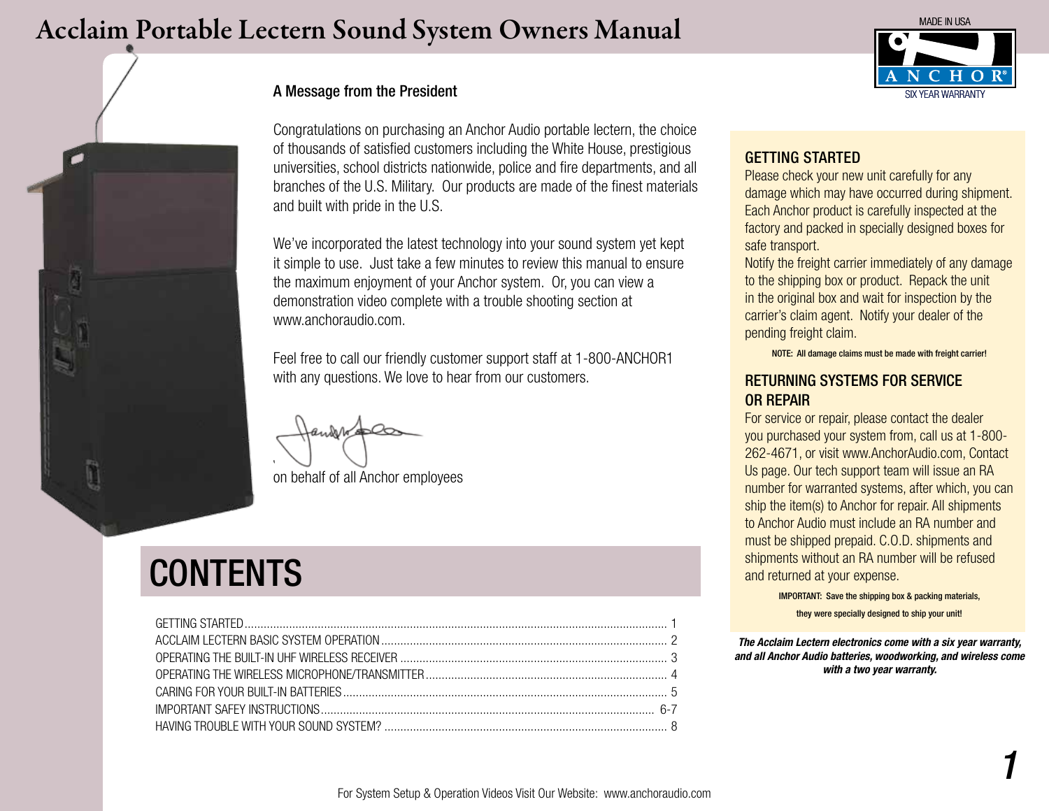# Acclaim Portable Lectern Sound System Owners Manual

MADE IN USA

ANCHOR®

SIX YEAR WARRANTY

## A Message from the President

Congratulations on purchasing an Anchor Audio portable lectern, the choice of thousands of satisfied customers including the White House, prestigious universities, school districts nationwide, police and fire departments, and all branches of the U.S. Military. Our products are made of the finest materials and built with pride in the U.S.

We've incorporated the latest technology into your sound system yet kept it simple to use. Just take a few minutes to review this manual to ensure the maximum enjoyment of your Anchor system. Or, you can view a demonstration video complete with a trouble shooting section at www.anchoraudio.com.

Feel free to call our friendly customer support staff at 1-800-ANCHOR1 with any questions. We love to hear from our customers.

on behalf of all Anchor employees

## CONTENTS

| | |
|---|---|
| GETTING STARTED | 1 |
| ACCLAIM LECTERN BASIC SYSTEM OPERATION | 2 |
| OPERATING THE BUILT-IN UHF WIRELESS RECEIVER | 3 |
| OPERATING THE WIRELESS MICROPHONE/TRANSMITTER | 4 |
| CARING FOR YOUR BUILT-IN BATTERIES | 5 |
| IMPORTANT SAFEY INSTRUCTIONS | 6-7 |
| HAVING TROUBLE WITH YOUR SOUND SYSTEM? | 8 |

## GETTING STARTED

Please check your new unit carefully for any damage which may have occurred during shipment. Each Anchor product is carefully inspected at the factory and packed in specially designed boxes for safe transport.

Notify the freight carrier immediately of any damage to the shipping box or product. Repack the unit in the original box and wait for inspection by the carrier's claim agent. Notify your dealer of the pending freight claim.

NOTE: All damage claims must be made with freight carrier!

## RETURNING SYSTEMS FOR SERVICE OR REPAIR

For service or repair, please contact the dealer you purchased your system from, call us at 1-800-262-4671, or visit www.AnchorAudio.com, Contact Us page. Our tech support team will issue an RA number for warranted systems, after which, you can ship the item(s) to Anchor for repair. All shipments to Anchor Audio must include an RA number and must be shipped prepaid. C.O.D. shipments and shipments without an RA number will be refused and returned at your expense.

IMPORTANT: Save the shipping box & packing materials, they were specially designed to ship your unit!

***The Acclaim Lectern electronics come with a six year warranty, and all Anchor Audio batteries, woodworking, and wireless come with a two year warranty.***

For System Setup & Operation Videos Visit Our Website: www.anchoraudio.com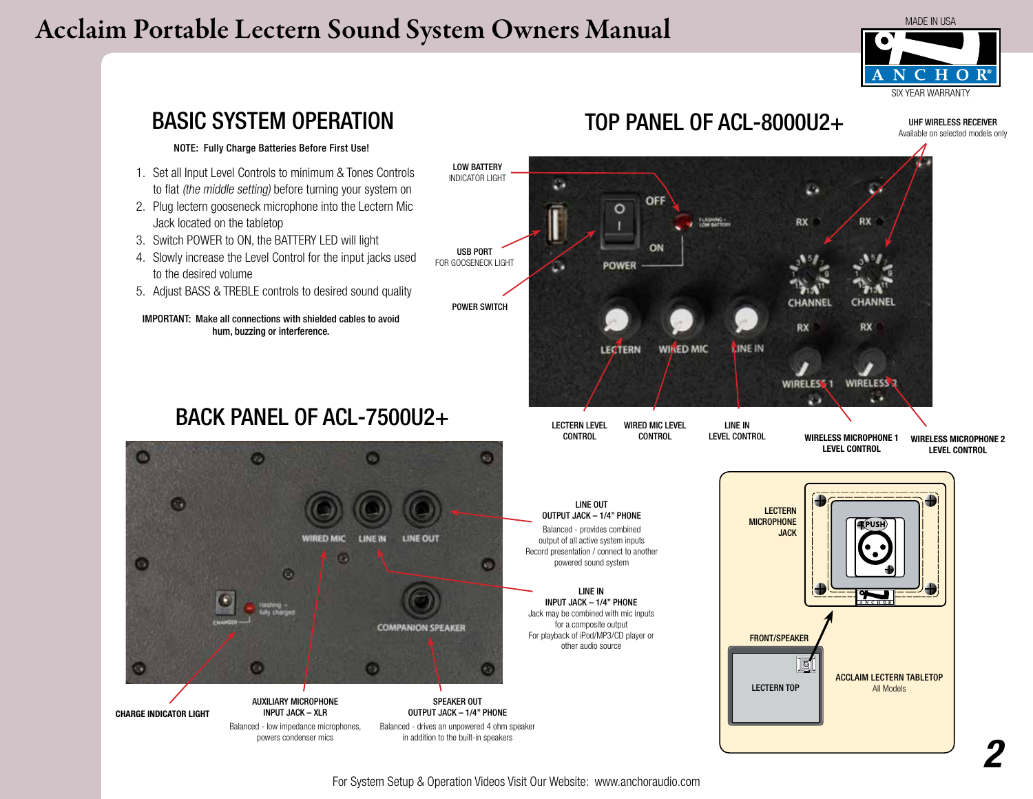# Acclaim Portable Lectern Sound System Owners Manual

MADE IN USA

SIX YEAR WARRANTY

## BASIC SYSTEM OPERATION

NOTE: Fully Charge Batteries Before First Use!

1. Set all Input Level Controls to minimum & Tones Controls to flat *(the middle setting)* before turning your system on
2. Plug lectern gooseneck microphone into the Lectern Mic Jack located on the tabletop
3. Switch POWER to ON, the BATTERY LED will light
4. Slowly increase the Level Control for the input jacks used to the desired volume
5. Adjust BASS & TREBLE controls to desired sound quality

IMPORTANT: Make all connections with shielded cables to avoid hum, buzzing or interference.

## TOP PANEL OF ACL-8000U2+

- LOW BATTERY INDICATOR LIGHT
- USB PORT FOR GOOSENECK LIGHT
- POWER SWITCH
- UHF WIRELESS RECEIVER — Available on selected models only
- LECTERN LEVEL CONTROL
- WIRED MIC LEVEL CONTROL
- LINE IN LEVEL CONTROL
- WIRELESS MICROPHONE 1 LEVEL CONTROL
- WIRELESS MICROPHONE 2 LEVEL CONTROL

## BACK PANEL OF ACL-7500U2+

- **LINE OUT OUTPUT JACK – 1/4" PHONE** — Balanced - provides combined output of all active system inputs. Record presentation / connect to another powered sound system
- **LINE IN INPUT JACK – 1/4" PHONE** — Jack may be combined with mic inputs for a composite output. For playback of iPod/MP3/CD player or other audio source
- **CHARGE INDICATOR LIGHT**
- **AUXILIARY MICROPHONE INPUT JACK – XLR** — Balanced - low impedance microphones, powers condenser mics
- **SPEAKER OUT OUTPUT JACK – 1/4" PHONE** — Balanced - drives an unpowered 4 ohm speaker in addition to the built-in speakers

## ACCLAIM LECTERN TABLETOP

All Models

- LECTERN MICROPHONE JACK
- FRONT/SPEAKER
- LECTERN TOP

For System Setup & Operation Videos Visit Our Website: www.anchoraudio.com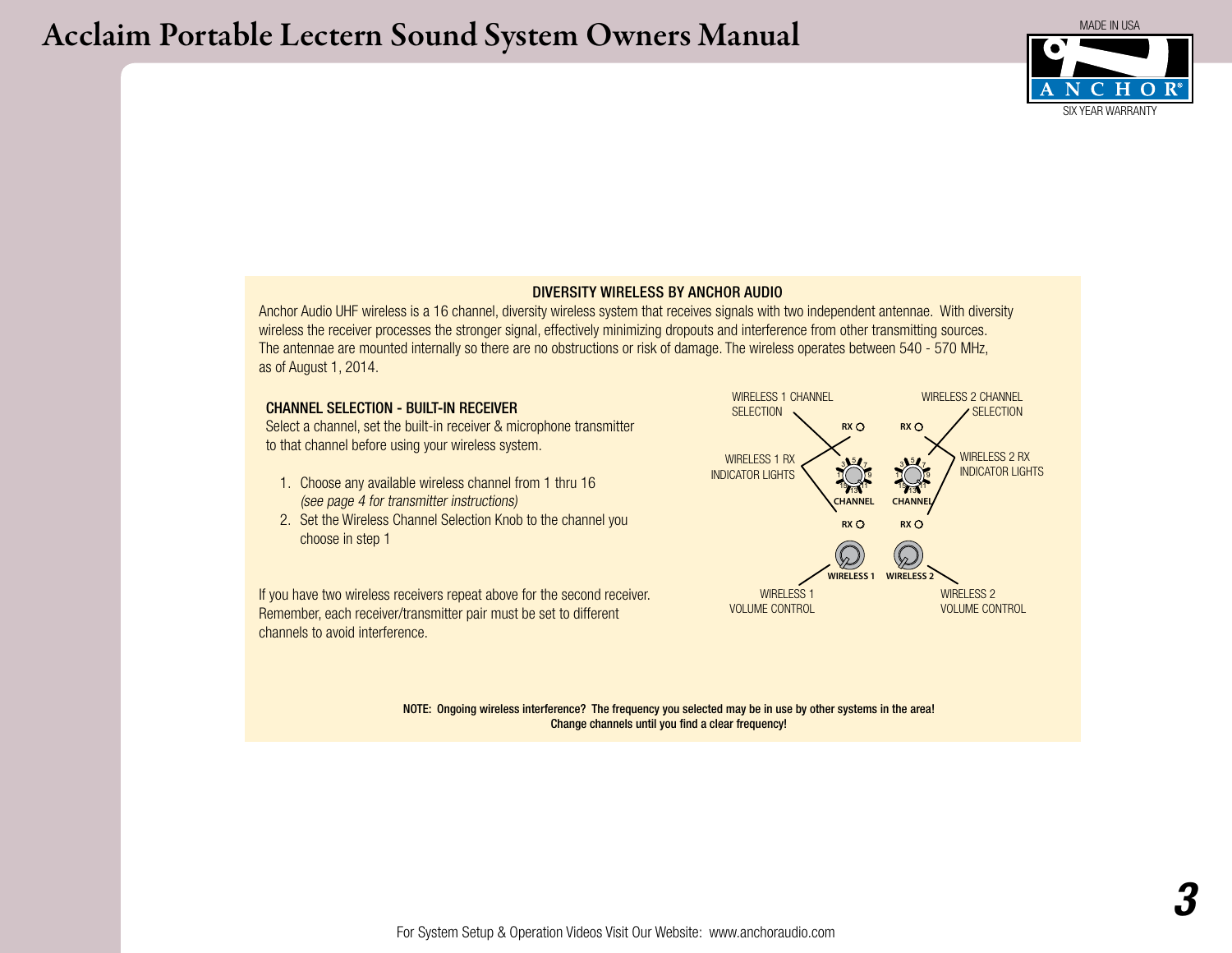## DIVERSITY WIRELESS BY ANCHOR AUDIO

Anchor Audio UHF wireless is a 16 channel, diversity wireless system that receives signals with two independent antennae. With diversity wireless the receiver processes the stronger signal, effectively minimizing dropouts and interference from other transmitting sources. The antennae are mounted internally so there are no obstructions or risk of damage. The wireless operates between 540 - 570 MHz, as of August 1, 2014.

### CHANNEL SELECTION - BUILT-IN RECEIVER

Select a channel, set the built-in receiver & microphone transmitter to that channel before using your wireless system.

1. Choose any available wireless channel from 1 thru 16
   *(see page 4 for transmitter instructions)*
2. Set the Wireless Channel Selection Knob to the channel you choose in step 1

If you have two wireless receivers repeat above for the second receiver. Remember, each receiver/transmitter pair must be set to different channels to avoid interference.

WIRELESS 1 CHANNEL SELECTION

WIRELESS 2 CHANNEL SELECTION

WIRELESS 1 RX INDICATOR LIGHTS

WIRELESS 2 RX INDICATOR LIGHTS

RX

RX

1 3 5 7 9 11 13 15

CHANNEL

CHANNEL

RX

RX

WIRELESS 1

WIRELESS 2

WIRELESS 1 VOLUME CONTROL

WIRELESS 2 VOLUME CONTROL

**NOTE: Ongoing wireless interference? The frequency you selected may be in use by other systems in the area! Change channels until you find a clear frequency!**

For System Setup & Operation Videos Visit Our Website: www.anchoraudio.com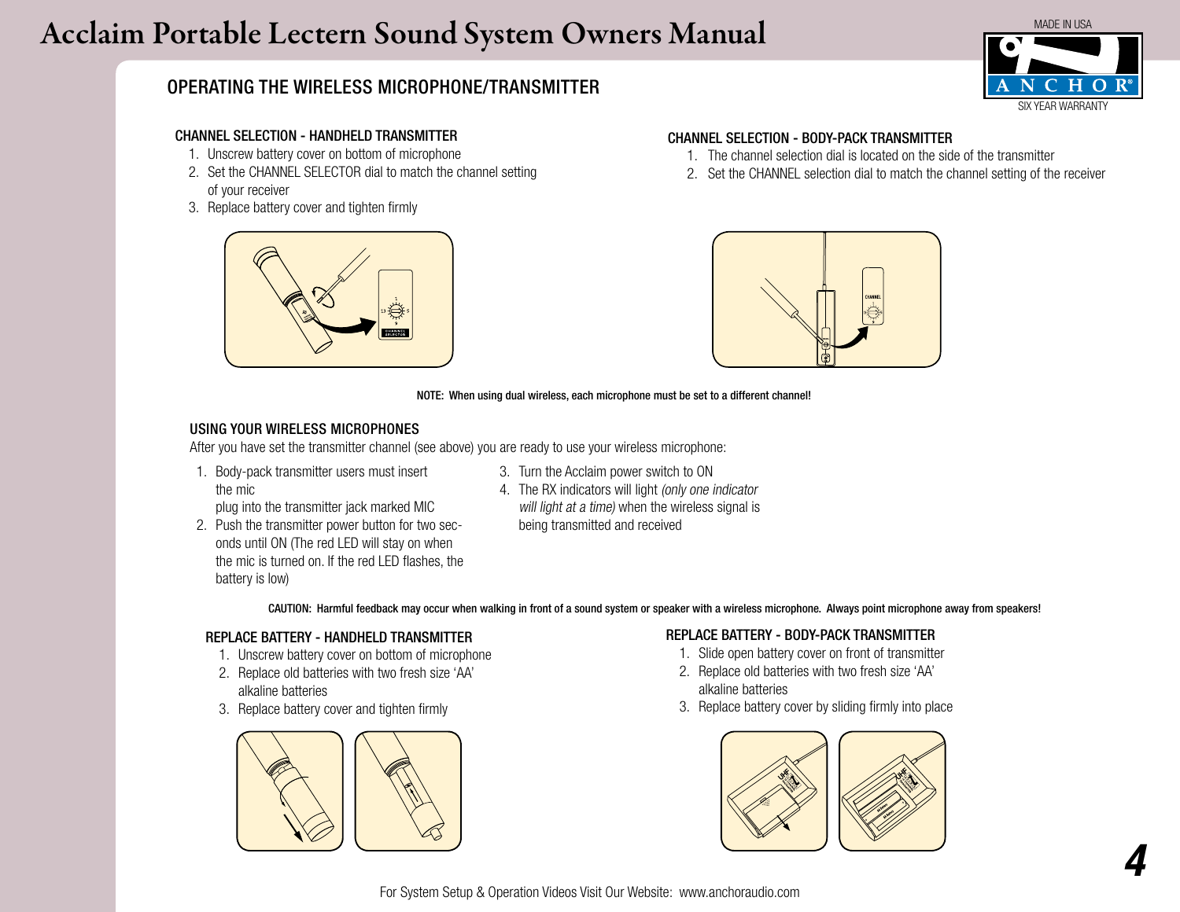# Acclaim Portable Lectern Sound System Owners Manual

MADE IN USA

ANCHOR®

SIX YEAR WARRANTY

## OPERATING THE WIRELESS MICROPHONE/TRANSMITTER

### CHANNEL SELECTION - HANDHELD TRANSMITTER

1. Unscrew battery cover on bottom of microphone
2. Set the CHANNEL SELECTOR dial to match the channel setting of your receiver
3. Replace battery cover and tighten firmly

### CHANNEL SELECTION - BODY-PACK TRANSMITTER

1. The channel selection dial is located on the side of the transmitter
2. Set the CHANNEL selection dial to match the channel setting of the receiver

**NOTE: When using dual wireless, each microphone must be set to a different channel!**

### USING YOUR WIRELESS MICROPHONES

After you have set the transmitter channel (see above) you are ready to use your wireless microphone:

1. Body-pack transmitter users must insert the mic plug into the transmitter jack marked MIC
2. Push the transmitter power button for two seconds until ON (The red LED will stay on when the mic is turned on. If the red LED flashes, the battery is low)
3. Turn the Acclaim power switch to ON
4. The RX indicators will light *(only one indicator will light at a time)* when the wireless signal is being transmitted and received

**CAUTION: Harmful feedback may occur when walking in front of a sound system or speaker with a wireless microphone. Always point microphone away from speakers!**

### REPLACE BATTERY - HANDHELD TRANSMITTER

1. Unscrew battery cover on bottom of microphone
2. Replace old batteries with two fresh size 'AA' alkaline batteries
3. Replace battery cover and tighten firmly

### REPLACE BATTERY - BODY-PACK TRANSMITTER

1. Slide open battery cover on front of transmitter
2. Replace old batteries with two fresh size 'AA' alkaline batteries
3. Replace battery cover by sliding firmly into place

For System Setup & Operation Videos Visit Our Website: www.anchoraudio.com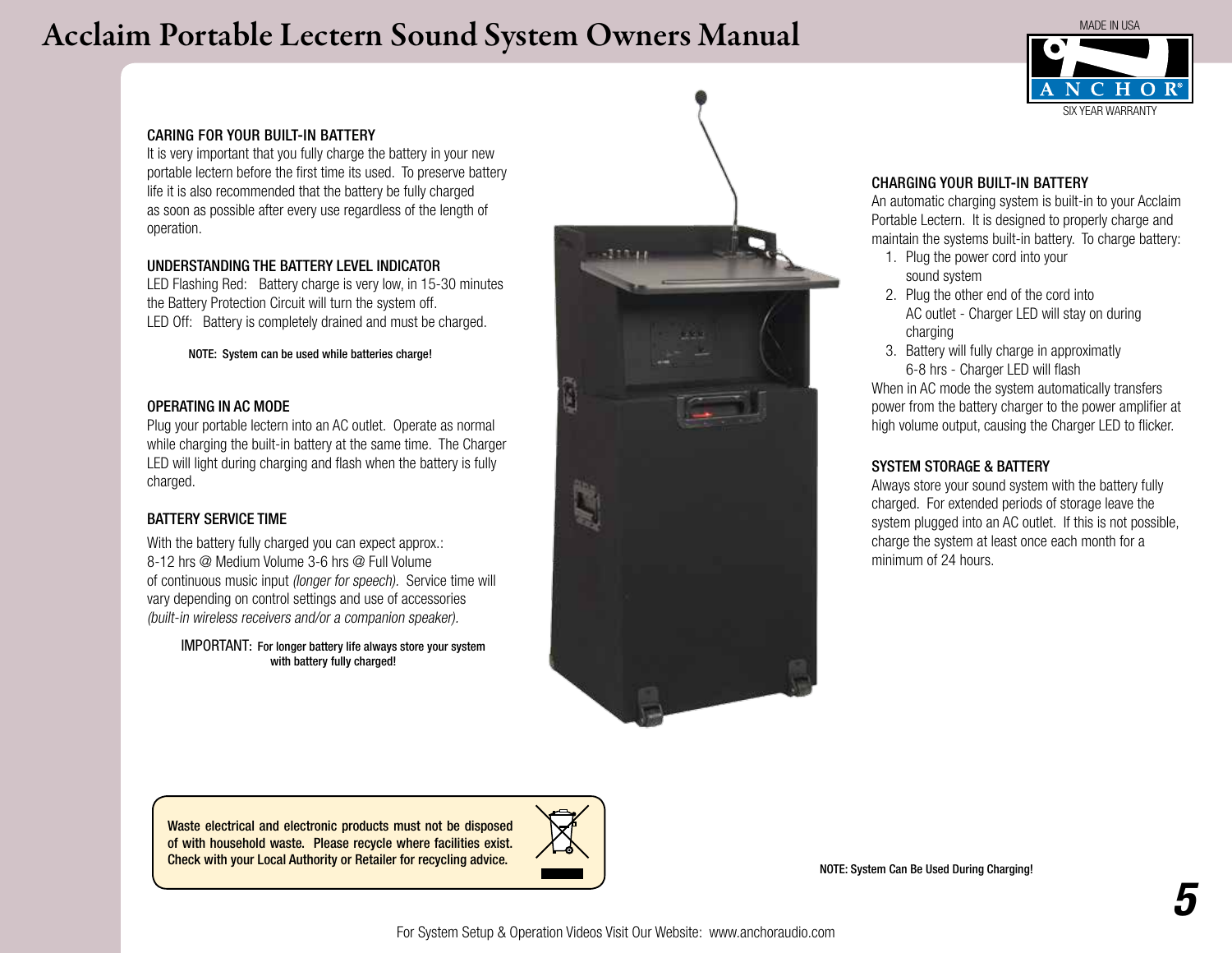# Acclaim Portable Lectern Sound System Owners Manual

MADE IN USA

ANCHOR®

SIX YEAR WARRANTY

### CARING FOR YOUR BUILT-IN BATTERY

It is very important that you fully charge the battery in your new portable lectern before the first time its used. To preserve battery life it is also recommended that the battery be fully charged as soon as possible after every use regardless of the length of operation.

### UNDERSTANDING THE BATTERY LEVEL INDICATOR

LED Flashing Red: Battery charge is very low, in 15-30 minutes the Battery Protection Circuit will turn the system off.
LED Off: Battery is completely drained and must be charged.

**NOTE: System can be used while batteries charge!**

### OPERATING IN AC MODE

Plug your portable lectern into an AC outlet. Operate as normal while charging the built-in battery at the same time. The Charger LED will light during charging and flash when the battery is fully charged.

### BATTERY SERVICE TIME

With the battery fully charged you can expect approx.:
8-12 hrs @ Medium Volume 3-6 hrs @ Full Volume
of continuous music input *(longer for speech).* Service time will vary depending on control settings and use of accessories *(built-in wireless receivers and/or a companion speaker).*

IMPORTANT: **For longer battery life always store your system with battery fully charged!**

### CHARGING YOUR BUILT-IN BATTERY

An automatic charging system is built-in to your Acclaim Portable Lectern. It is designed to properly charge and maintain the systems built-in battery. To charge battery:

1. Plug the power cord into your sound system
2. Plug the other end of the cord into AC outlet - Charger LED will stay on during charging
3. Battery will fully charge in approximatly 6-8 hrs - Charger LED will flash

When in AC mode the system automatically transfers power from the battery charger to the power amplifier at high volume output, causing the Charger LED to flicker.

### SYSTEM STORAGE & BATTERY

Always store your sound system with the battery fully charged. For extended periods of storage leave the system plugged into an AC outlet. If this is not possible, charge the system at least once each month for a minimum of 24 hours.

**Waste electrical and electronic products must not be disposed of with household waste. Please recycle where facilities exist. Check with your Local Authority or Retailer for recycling advice.**

**NOTE: System Can Be Used During Charging!**

For System Setup & Operation Videos Visit Our Website: www.anchoraudio.com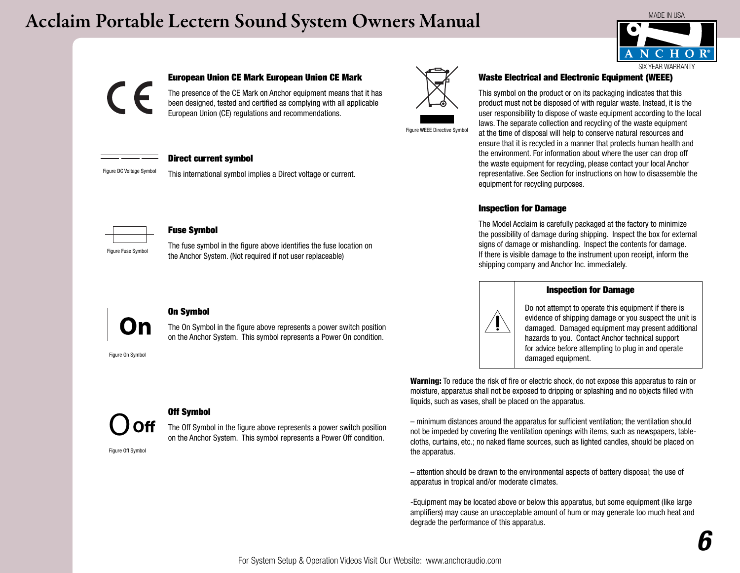# Acclaim Portable Lectern Sound System Owners Manual

MADE IN USA

SIX YEAR WARRANTY

### European Union CE Mark European Union CE Mark

The presence of the CE Mark on Anchor equipment means that it has been designed, tested and certified as complying with all applicable European Union (CE) regulations and recommendations.

### Direct current symbol

Figure DC Voltage Symbol

This international symbol implies a Direct voltage or current.

### Fuse Symbol

Figure Fuse Symbol

The fuse symbol in the figure above identifies the fuse location on the Anchor System. (Not required if not user replaceable)

### On Symbol

On

Figure On Symbol

The On Symbol in the figure above represents a power switch position on the Anchor System. This symbol represents a Power On condition.

### Off Symbol

Off

Figure Off Symbol

The Off Symbol in the figure above represents a power switch position on the Anchor System. This symbol represents a Power Off condition.

### Waste Electrical and Electronic Equipment (WEEE)

Figure WEEE Directive Symbol

This symbol on the product or on its packaging indicates that this product must not be disposed of with regular waste. Instead, it is the user responsibility to dispose of waste equipment according to the local laws. The separate collection and recycling of the waste equipment at the time of disposal will help to conserve natural resources and ensure that it is recycled in a manner that protects human health and the environment. For information about where the user can drop off the waste equipment for recycling, please contact your local Anchor representative. See Section for instructions on how to disassemble the equipment for recycling purposes.

### Inspection for Damage

The Model Acclaim is carefully packaged at the factory to minimize the possibility of damage during shipping. Inspect the box for external signs of damage or mishandling. Inspect the contents for damage. If there is visible damage to the instrument upon receipt, inform the shipping company and Anchor Inc. immediately.

**Inspection for Damage**

Do not attempt to operate this equipment if there is evidence of shipping damage or you suspect the unit is damaged. Damaged equipment may present additional hazards to you. Contact Anchor technical support for advice before attempting to plug in and operate damaged equipment.

**Warning:** To reduce the risk of fire or electric shock, do not expose this apparatus to rain or moisture, apparatus shall not be exposed to dripping or splashing and no objects filled with liquids, such as vases, shall be placed on the apparatus.

– minimum distances around the apparatus for sufficient ventilation; the ventilation should not be impeded by covering the ventilation openings with items, such as newspapers, table-cloths, curtains, etc.; no naked flame sources, such as lighted candles, should be placed on the apparatus.

– attention should be drawn to the environmental aspects of battery disposal; the use of apparatus in tropical and/or moderate climates.

-Equipment may be located above or below this apparatus, but some equipment (like large amplifiers) may cause an unacceptable amount of hum or may generate too much heat and degrade the performance of this apparatus.

For System Setup & Operation Videos Visit Our Website: www.anchoraudio.com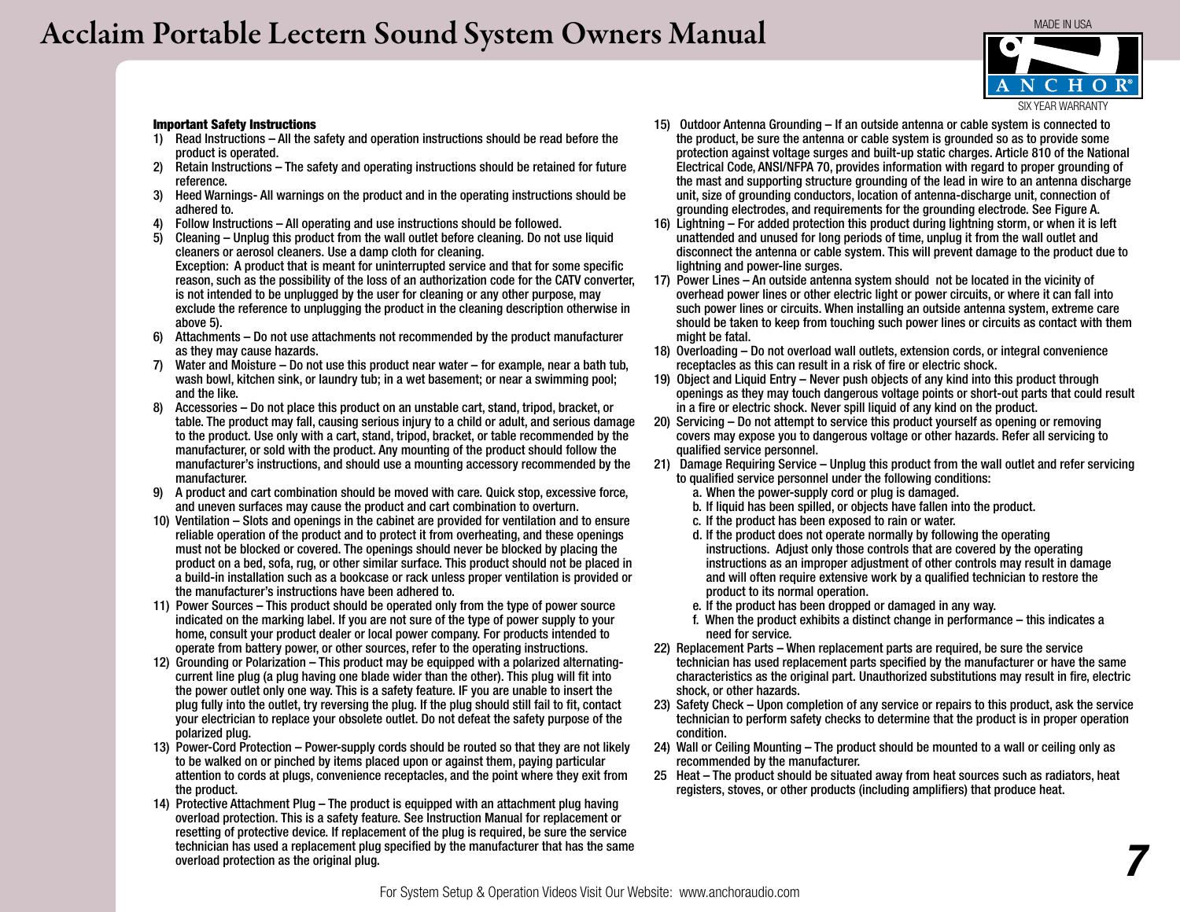# Acclaim Portable Lectern Sound System Owners Manual

MADE IN USA

ANCHOR

SIX YEAR WARRANTY

**Important Safety Instructions**

1) Read Instructions – All the safety and operation instructions should be read before the product is operated.
2) Retain Instructions – The safety and operating instructions should be retained for future reference.
3) Heed Warnings- All warnings on the product and in the operating instructions should be adhered to.
4) Follow Instructions – All operating and use instructions should be followed.
5) Cleaning – Unplug this product from the wall outlet before cleaning. Do not use liquid cleaners or aerosol cleaners. Use a damp cloth for cleaning.
   Exception: A product that is meant for uninterrupted service and that for some specific reason, such as the possibility of the loss of an authorization code for the CATV converter, is not intended to be unplugged by the user for cleaning or any other purpose, may exclude the reference to unplugging the product in the cleaning description otherwise in above 5).
6) Attachments – Do not use attachments not recommended by the product manufacturer as they may cause hazards.
7) Water and Moisture – Do not use this product near water – for example, near a bath tub, wash bowl, kitchen sink, or laundry tub; in a wet basement; or near a swimming pool; and the like.
8) Accessories – Do not place this product on an unstable cart, stand, tripod, bracket, or table. The product may fall, causing serious injury to a child or adult, and serious damage to the product. Use only with a cart, stand, tripod, bracket, or table recommended by the manufacturer, or sold with the product. Any mounting of the product should follow the manufacturer's instructions, and should use a mounting accessory recommended by the manufacturer.
9) A product and cart combination should be moved with care. Quick stop, excessive force, and uneven surfaces may cause the product and cart combination to overturn.
10) Ventilation – Slots and openings in the cabinet are provided for ventilation and to ensure reliable operation of the product and to protect it from overheating, and these openings must not be blocked or covered. The openings should never be blocked by placing the product on a bed, sofa, rug, or other similar surface. This product should not be placed in a build-in installation such as a bookcase or rack unless proper ventilation is provided or the manufacturer's instructions have been adhered to.
11) Power Sources – This product should be operated only from the type of power source indicated on the marking label. If you are not sure of the type of power supply to your home, consult your product dealer or local power company. For products intended to operate from battery power, or other sources, refer to the operating instructions.
12) Grounding or Polarization – This product may be equipped with a polarized alternating-current line plug (a plug having one blade wider than the other). This plug will fit into the power outlet only one way. This is a safety feature. IF you are unable to insert the plug fully into the outlet, try reversing the plug. If the plug should still fail to fit, contact your electrician to replace your obsolete outlet. Do not defeat the safety purpose of the polarized plug.
13) Power-Cord Protection – Power-supply cords should be routed so that they are not likely to be walked on or pinched by items placed upon or against them, paying particular attention to cords at plugs, convenience receptacles, and the point where they exit from the product.
14) Protective Attachment Plug – The product is equipped with an attachment plug having overload protection. This is a safety feature. See Instruction Manual for replacement or resetting of protective device. If replacement of the plug is required, be sure the service technician has used a replacement plug specified by the manufacturer that has the same overload protection as the original plug.
15) Outdoor Antenna Grounding – If an outside antenna or cable system is connected to the product, be sure the antenna or cable system is grounded so as to provide some protection against voltage surges and built-up static charges. Article 810 of the National Electrical Code, ANSI/NFPA 70, provides information with regard to proper grounding of the mast and supporting structure grounding of the lead in wire to an antenna discharge unit, size of grounding conductors, location of antenna-discharge unit, connection of grounding electrodes, and requirements for the grounding electrode. See Figure A.
16) Lightning – For added protection this product during lightning storm, or when it is left unattended and unused for long periods of time, unplug it from the wall outlet and disconnect the antenna or cable system. This will prevent damage to the product due to lightning and power-line surges.
17) Power Lines – An outside antenna system should not be located in the vicinity of overhead power lines or other electric light or power circuits, or where it can fall into such power lines or circuits. When installing an outside antenna system, extreme care should be taken to keep from touching such power lines or circuits as contact with them might be fatal.
18) Overloading – Do not overload wall outlets, extension cords, or integral convenience receptacles as this can result in a risk of fire or electric shock.
19) Object and Liquid Entry – Never push objects of any kind into this product through openings as they may touch dangerous voltage points or short-out parts that could result in a fire or electric shock. Never spill liquid of any kind on the product.
20) Servicing – Do not attempt to service this product yourself as opening or removing covers may expose you to dangerous voltage or other hazards. Refer all servicing to qualified service personnel.
21) Damage Requiring Service – Unplug this product from the wall outlet and refer servicing to qualified service personnel under the following conditions:
    a. When the power-supply cord or plug is damaged.
    b. If liquid has been spilled, or objects have fallen into the product.
    c. If the product has been exposed to rain or water.
    d. If the product does not operate normally by following the operating instructions. Adjust only those controls that are covered by the operating instructions as an improper adjustment of other controls may result in damage and will often require extensive work by a qualified technician to restore the product to its normal operation.
    e. If the product has been dropped or damaged in any way.
    f. When the product exhibits a distinct change in performance – this indicates a need for service.
22) Replacement Parts – When replacement parts are required, be sure the service technician has used replacement parts specified by the manufacturer or have the same characteristics as the original part. Unauthorized substitutions may result in fire, electric shock, or other hazards.
23) Safety Check – Upon completion of any service or repairs to this product, ask the service technician to perform safety checks to determine that the product is in proper operation condition.
24) Wall or Ceiling Mounting – The product should be mounted to a wall or ceiling only as recommended by the manufacturer.
25 Heat – The product should be situated away from heat sources such as radiators, heat registers, stoves, or other products (including amplifiers) that produce heat.

For System Setup & Operation Videos Visit Our Website: www.anchoraudio.com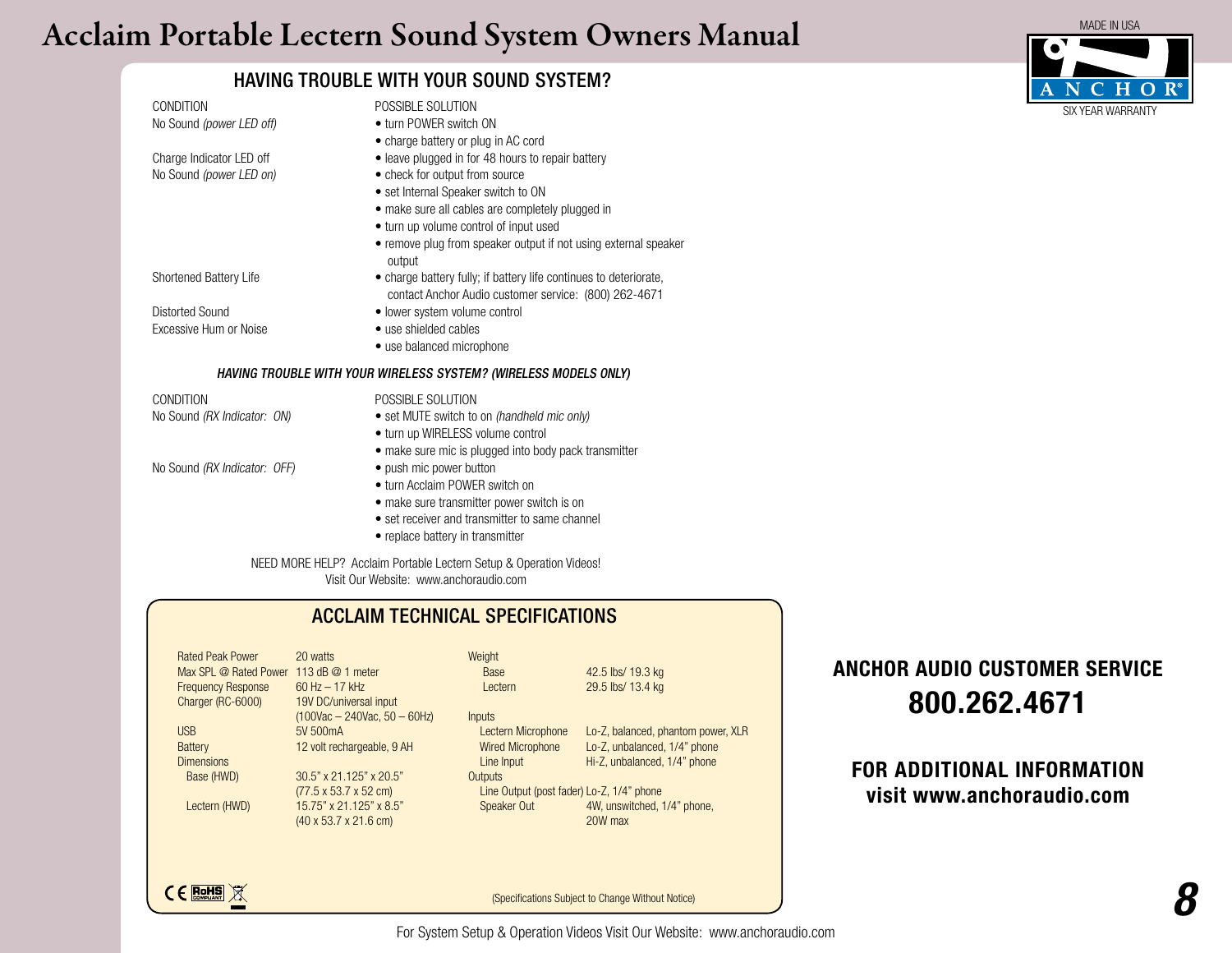# Acclaim Portable Lectern Sound System Owners Manual

MADE IN USA

ANCHOR

SIX YEAR WARRANTY

## HAVING TROUBLE WITH YOUR SOUND SYSTEM?

| CONDITION | POSSIBLE SOLUTION |
|---|---|
| No Sound *(power LED off)* | • turn POWER switch ON<br>• charge battery or plug in AC cord |
| Charge Indicator LED off | • leave plugged in for 48 hours to repair battery |
| No Sound *(power LED on)* | • check for output from source<br>• set Internal Speaker switch to ON<br>• make sure all cables are completely plugged in<br>• turn up volume control of input used<br>• remove plug from speaker output if not using external speaker output |
| Shortened Battery Life | • charge battery fully; if battery life continues to deteriorate, contact Anchor Audio customer service: (800) 262-4671 |
| Distorted Sound | • lower system volume control |
| Excessive Hum or Noise | • use shielded cables<br>• use balanced microphone |

### *HAVING TROUBLE WITH YOUR WIRELESS SYSTEM? (WIRELESS MODELS ONLY)*

| CONDITION | POSSIBLE SOLUTION |
|---|---|
| No Sound *(RX Indicator: ON)* | • set MUTE switch to on *(handheld mic only)*<br>• turn up WIRELESS volume control<br>• make sure mic is plugged into body pack transmitter |
| No Sound *(RX Indicator: OFF)* | • push mic power button<br>• turn Acclaim POWER switch on<br>• make sure transmitter power switch is on<br>• set receiver and transmitter to same channel<br>• replace battery in transmitter |

NEED MORE HELP? Acclaim Portable Lectern Setup & Operation Videos!
Visit Our Website: www.anchoraudio.com

## ACCLAIM TECHNICAL SPECIFICATIONS

| | |
|---|---|
| Rated Peak Power | 20 watts |
| Max SPL @ Rated Power | 113 dB @ 1 meter |
| Frequency Response | 60 Hz – 17 kHz |
| Charger (RC-6000) | 19V DC/universal input (100Vac – 240Vac, 50 – 60Hz) |
| USB | 5V 500mA |
| Battery | 12 volt rechargeable, 9 AH |
| Dimensions | |
| Base (HWD) | 30.5" x 21.125" x 20.5" (77.5 x 53.7 x 52 cm) |
| Lectern (HWD) | 15.75" x 21.125" x 8.5" (40 x 53.7 x 21.6 cm) |
| Weight | |
| Base | 42.5 lbs/ 19.3 kg |
| Lectern | 29.5 lbs/ 13.4 kg |
| Inputs | |
| Lectern Microphone | Lo-Z, balanced, phantom power, XLR |
| Wired Microphone | Lo-Z, unbalanced, 1/4" phone |
| Line Input | Hi-Z, unbalanced, 1/4" phone |
| Outputs | |
| Line Output (post fader) | Lo-Z, 1/4" phone |
| Speaker Out | 4W, unswitched, 1/4" phone, 20W max |

CE RoHS COMPLIANT

(Specifications Subject to Change Without Notice)

**ANCHOR AUDIO CUSTOMER SERVICE**

**800.262.4671**

**FOR ADDITIONAL INFORMATION**
**visit www.anchoraudio.com**

For System Setup & Operation Videos Visit Our Website: www.anchoraudio.com